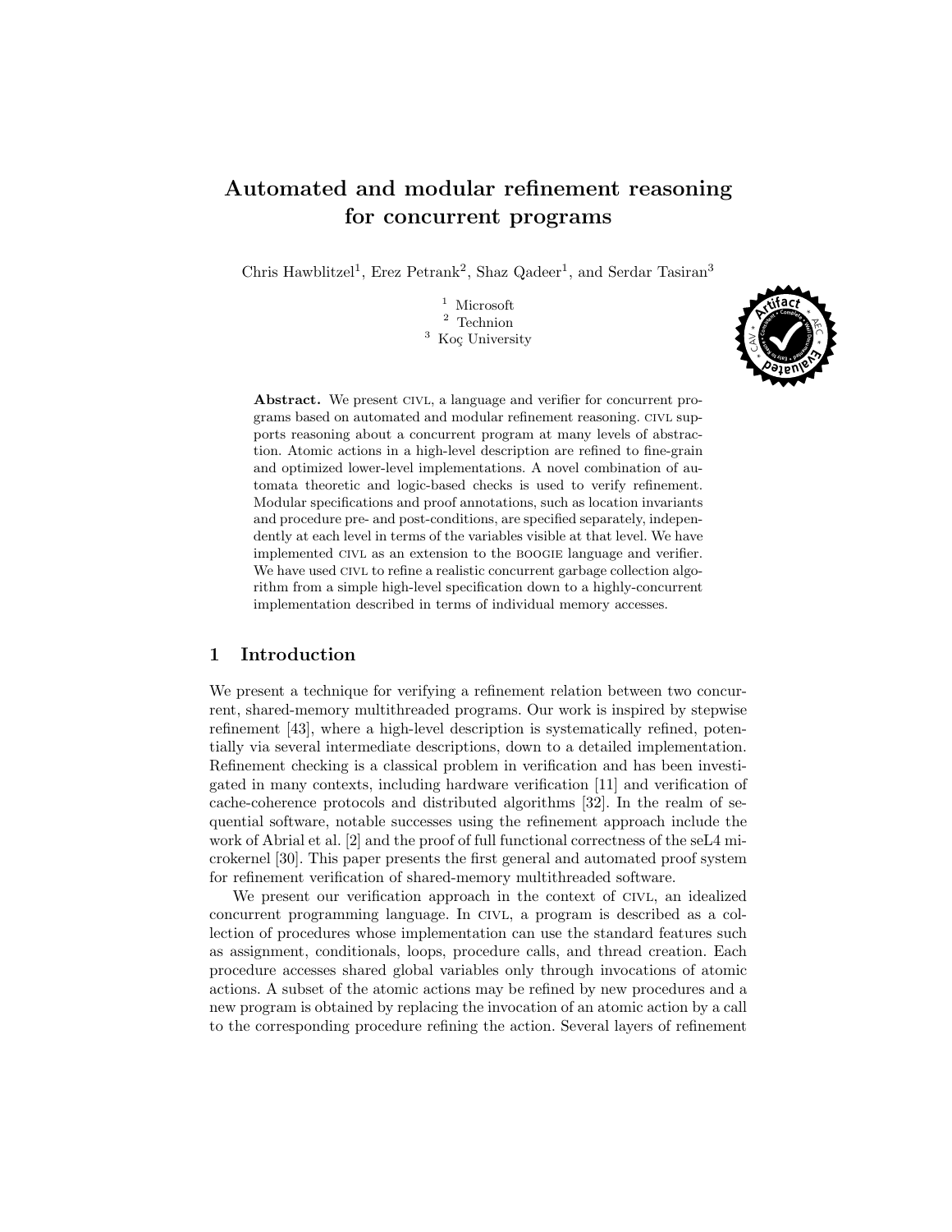# Automated and modular refinement reasoning for concurrent programs

Chris Hawblitzel[1], Erez Petrank[2], Shaz Qadeer[1], and Serdar Tasiran[3]

[1] Microsoft
[2] Technion
[3] Koç University

**Abstract.** We present CIVL, a language and verifier for concurrent programs based on automated and modular refinement reasoning. CIVL supports reasoning about a concurrent program at many levels of abstraction. Atomic actions in a high-level description are refined to fine-grain and optimized lower-level implementations. A novel combination of automata theoretic and logic-based checks is used to verify refinement. Modular specifications and proof annotations, such as location invariants and procedure pre- and post-conditions, are specified separately, independently at each level in terms of the variables visible at that level. We have implemented CIVL as an extension to the BOOGIE language and verifier. We have used CIVL to refine a realistic concurrent garbage collection algorithm from a simple high-level specification down to a highly-concurrent implementation described in terms of individual memory accesses.

## 1 Introduction

We present a technique for verifying a refinement relation between two concurrent, shared-memory multithreaded programs. Our work is inspired by stepwise refinement [43], where a high-level description is systematically refined, potentially via several intermediate descriptions, down to a detailed implementation. Refinement checking is a classical problem in verification and has been investigated in many contexts, including hardware verification [11] and verification of cache-coherence protocols and distributed algorithms [32]. In the realm of sequential software, notable successes using the refinement approach include the work of Abrial et al. [2] and the proof of full functional correctness of the seL4 microkernel [30]. This paper presents the first general and automated proof system for refinement verification of shared-memory multithreaded software.

We present our verification approach in the context of CIVL, an idealized concurrent programming language. In CIVL, a program is described as a collection of procedures whose implementation can use the standard features such as assignment, conditionals, loops, procedure calls, and thread creation. Each procedure accesses shared global variables only through invocations of atomic actions. A subset of the atomic actions may be refined by new procedures and a new program is obtained by replacing the invocation of an atomic action by a call to the corresponding procedure refining the action. Several layers of refinement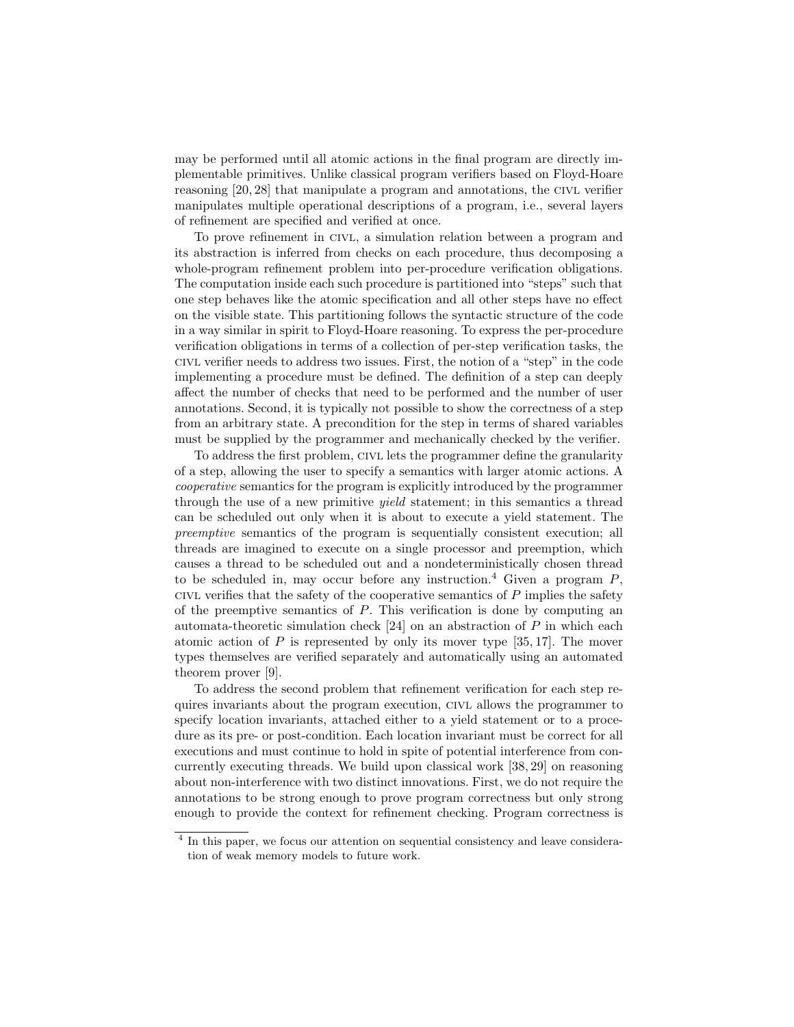may be performed until all atomic actions in the final program are directly implementable primitives. Unlike classical program verifiers based on Floyd-Hoare reasoning [20, 28] that manipulate a program and annotations, the CIVL verifier manipulates multiple operational descriptions of a program, i.e., several layers of refinement are specified and verified at once.

To prove refinement in CIVL, a simulation relation between a program and its abstraction is inferred from checks on each procedure, thus decomposing a whole-program refinement problem into per-procedure verification obligations. The computation inside each such procedure is partitioned into "steps" such that one step behaves like the atomic specification and all other steps have no effect on the visible state. This partitioning follows the syntactic structure of the code in a way similar in spirit to Floyd-Hoare reasoning. To express the per-procedure verification obligations in terms of a collection of per-step verification tasks, the CIVL verifier needs to address two issues. First, the notion of a "step" in the code implementing a procedure must be defined. The definition of a step can deeply affect the number of checks that need to be performed and the number of user annotations. Second, it is typically not possible to show the correctness of a step from an arbitrary state. A precondition for the step in terms of shared variables must be supplied by the programmer and mechanically checked by the verifier.

To address the first problem, CIVL lets the programmer define the granularity of a step, allowing the user to specify a semantics with larger atomic actions. A *cooperative* semantics for the program is explicitly introduced by the programmer through the use of a new primitive *yield* statement; in this semantics a thread can be scheduled out only when it is about to execute a yield statement. The *preemptive* semantics of the program is sequentially consistent execution; all threads are imagined to execute on a single processor and preemption, which causes a thread to be scheduled out and a nondeterministically chosen thread to be scheduled in, may occur before any instruction.[4] Given a program $P$, CIVL verifies that the safety of the cooperative semantics of $P$ implies the safety of the preemptive semantics of $P$. This verification is done by computing an automata-theoretic simulation check [24] on an abstraction of $P$ in which each atomic action of $P$ is represented by only its mover type [35, 17]. The mover types themselves are verified separately and automatically using an automated theorem prover [9].

To address the second problem that refinement verification for each step requires invariants about the program execution, CIVL allows the programmer to specify location invariants, attached either to a yield statement or to a procedure as its pre- or post-condition. Each location invariant must be correct for all executions and must continue to hold in spite of potential interference from concurrently executing threads. We build upon classical work [38, 29] on reasoning about non-interference with two distinct innovations. First, we do not require the annotations to be strong enough to prove program correctness but only strong enough to provide the context for refinement checking. Program correctness is

[4] In this paper, we focus our attention on sequential consistency and leave consideration of weak memory models to future work.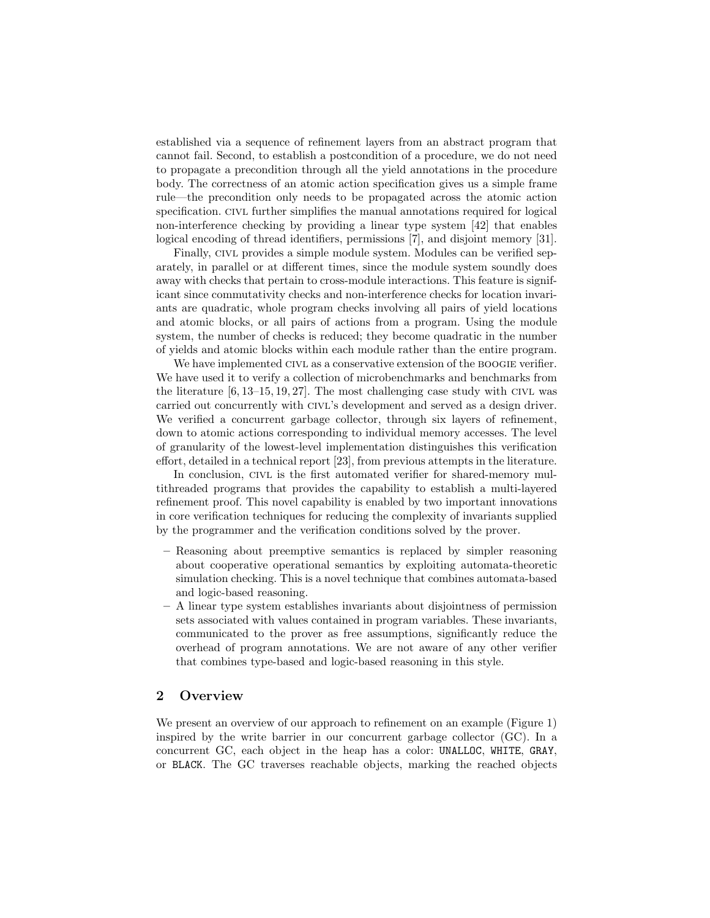established via a sequence of refinement layers from an abstract program that cannot fail. Second, to establish a postcondition of a procedure, we do not need to propagate a precondition through all the yield annotations in the procedure body. The correctness of an atomic action specification gives us a simple frame rule—the precondition only needs to be propagated across the atomic action specification. CIVL further simplifies the manual annotations required for logical non-interference checking by providing a linear type system [42] that enables logical encoding of thread identifiers, permissions [7], and disjoint memory [31].

Finally, CIVL provides a simple module system. Modules can be verified separately, in parallel or at different times, since the module system soundly does away with checks that pertain to cross-module interactions. This feature is significant since commutativity checks and non-interference checks for location invariants are quadratic, whole program checks involving all pairs of yield locations and atomic blocks, or all pairs of actions from a program. Using the module system, the number of checks is reduced; they become quadratic in the number of yields and atomic blocks within each module rather than the entire program.

We have implemented CIVL as a conservative extension of the BOOGIE verifier. We have used it to verify a collection of microbenchmarks and benchmarks from the literature [6, 13–15, 19, 27]. The most challenging case study with CIVL was carried out concurrently with CIVL's development and served as a design driver. We verified a concurrent garbage collector, through six layers of refinement, down to atomic actions corresponding to individual memory accesses. The level of granularity of the lowest-level implementation distinguishes this verification effort, detailed in a technical report [23], from previous attempts in the literature.

In conclusion, CIVL is the first automated verifier for shared-memory multithreaded programs that provides the capability to establish a multi-layered refinement proof. This novel capability is enabled by two important innovations in core verification techniques for reducing the complexity of invariants supplied by the programmer and the verification conditions solved by the prover.

- Reasoning about preemptive semantics is replaced by simpler reasoning about cooperative operational semantics by exploiting automata-theoretic simulation checking. This is a novel technique that combines automata-based and logic-based reasoning.
- A linear type system establishes invariants about disjointness of permission sets associated with values contained in program variables. These invariants, communicated to the prover as free assumptions, significantly reduce the overhead of program annotations. We are not aware of any other verifier that combines type-based and logic-based reasoning in this style.

## 2 Overview

We present an overview of our approach to refinement on an example (Figure 1) inspired by the write barrier in our concurrent garbage collector (GC). In a concurrent GC, each object in the heap has a color: `UNALLOC`, `WHITE`, `GRAY`, or `BLACK`. The GC traverses reachable objects, marking the reached objects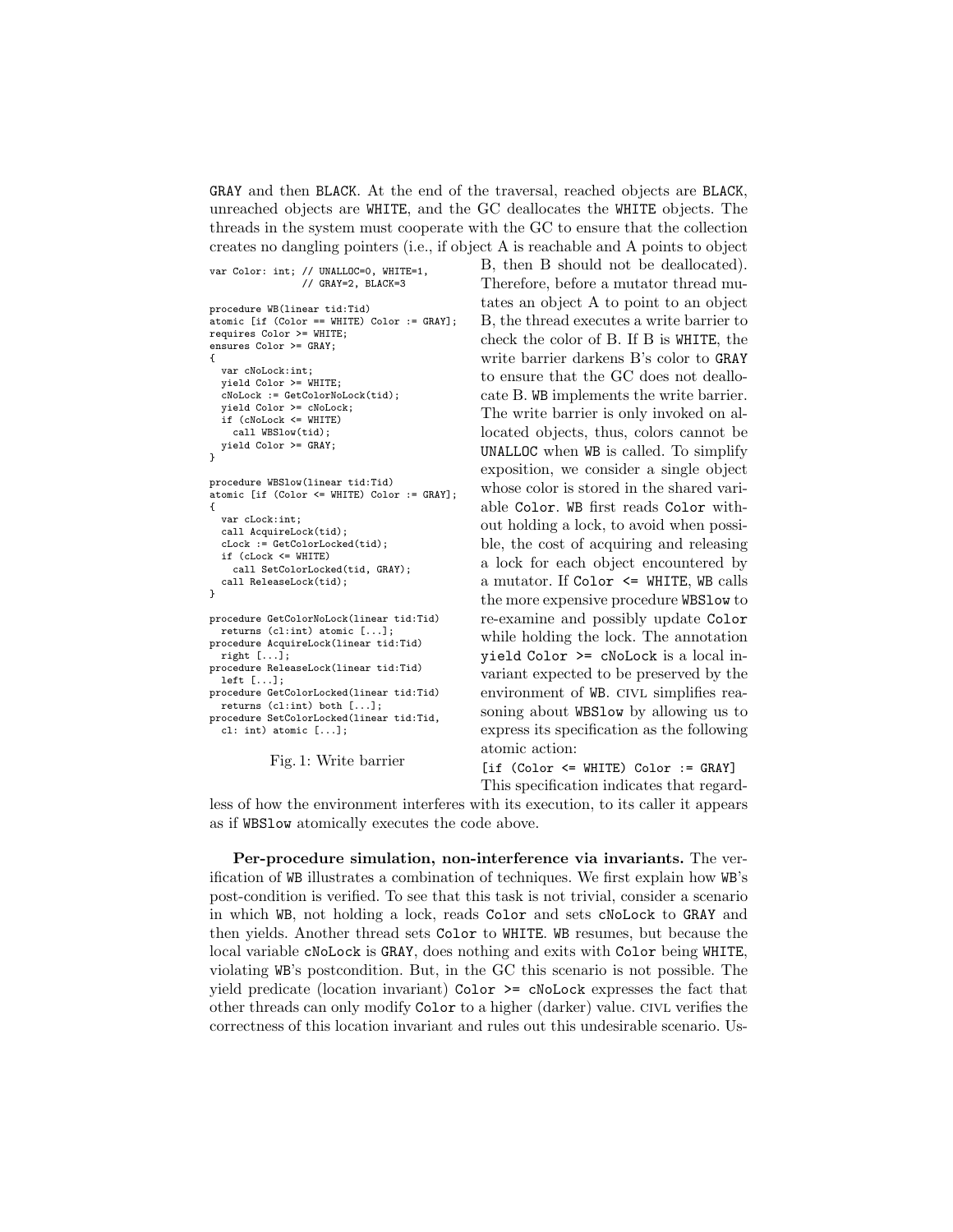GRAY and then BLACK. At the end of the traversal, reached objects are BLACK, unreached objects are WHITE, and the GC deallocates the WHITE objects. The threads in the system must cooperate with the GC to ensure that the collection creates no dangling pointers (i.e., if object A is reachable and A points to object B, then B should not be deallocated). Therefore, before a mutator thread mutates an object A to point to an object B, the thread executes a write barrier to check the color of B. If B is WHITE, the write barrier darkens B's color to GRAY to ensure that the GC does not deallocate B. WB implements the write barrier. The write barrier is only invoked on allocated objects, thus, colors cannot be UNALLOC when WB is called. To simplify exposition, we consider a single object whose color is stored in the shared variable Color. WB first reads Color without holding a lock, to avoid when possible, the cost of acquiring and releasing a lock for each object encountered by a mutator. If Color <= WHITE, WB calls the more expensive procedure WBSlow to re-examine and possibly update Color while holding the lock. The annotation yield Color >= cNoLock is a local invariant expected to be preserved by the environment of WB. CIVL simplifies reasoning about WBSlow by allowing us to express its specification as the following atomic action:

[if (Color <= WHITE) Color := GRAY]

This specification indicates that regardless of how the environment interferes with its execution, to its caller it appears as if WBSlow atomically executes the code above.

```
var Color: int; // UNALLOC=0, WHITE=1,
                // GRAY=2, BLACK=3

procedure WB(linear tid:Tid)
atomic [if (Color == WHITE) Color := GRAY];
requires Color >= WHITE;
ensures Color >= GRAY;
{
  var cNoLock:int;
  yield Color >= WHITE;
  cNoLock := GetColorNoLock(tid);
  yield Color >= cNoLock;
  if (cNoLock <= WHITE)
    call WBSlow(tid);
  yield Color >= GRAY;
}

procedure WBSlow(linear tid:Tid)
atomic [if (Color <= WHITE) Color := GRAY];
{
  var cLock:int;
  call AcquireLock(tid);
  cLock := GetColorLocked(tid);
  if (cLock <= WHITE)
    call SetColorLocked(tid, GRAY);
  call ReleaseLock(tid);
}

procedure GetColorNoLock(linear tid:Tid)
  returns (cl:int) atomic [...];
procedure AcquireLock(linear tid:Tid)
  right [...];
procedure ReleaseLock(linear tid:Tid)
  left [...];
procedure GetColorLocked(linear tid:Tid)
  returns (cl:int) both [...];
procedure SetColorLocked(linear tid:Tid,
  cl: int) atomic [...];
```

Fig. 1: Write barrier

**Per-procedure simulation, non-interference via invariants.** The verification of WB illustrates a combination of techniques. We first explain how WB's post-condition is verified. To see that this task is not trivial, consider a scenario in which WB, not holding a lock, reads Color and sets cNoLock to GRAY and then yields. Another thread sets Color to WHITE. WB resumes, but because the local variable cNoLock is GRAY, does nothing and exits with Color being WHITE, violating WB's postcondition. But, in the GC this scenario is not possible. The yield predicate (location invariant) Color >= cNoLock expresses the fact that other threads can only modify Color to a higher (darker) value. CIVL verifies the correctness of this location invariant and rules out this undesirable scenario. Us-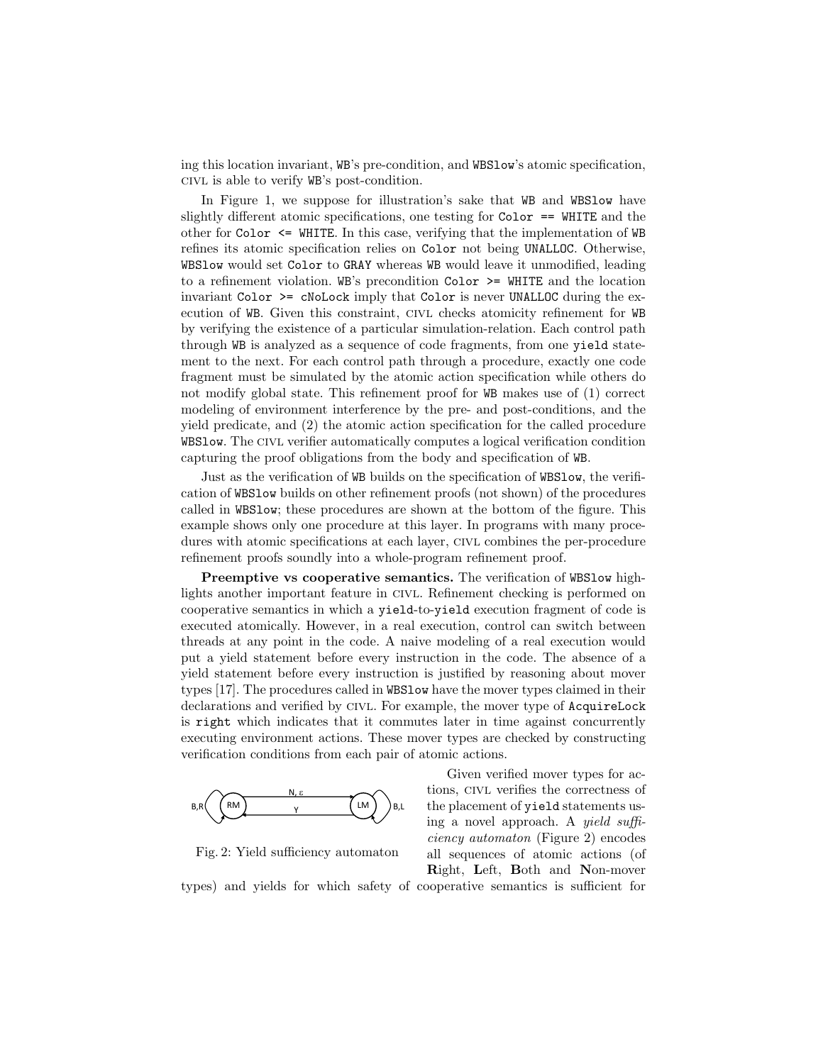ing this location invariant, WB's pre-condition, and WBSlow's atomic specification, CIVL is able to verify WB's post-condition.

In Figure 1, we suppose for illustration's sake that WB and WBSlow have slightly different atomic specifications, one testing for Color == WHITE and the other for Color <= WHITE. In this case, verifying that the implementation of WB refines its atomic specification relies on Color not being UNALLOC. Otherwise, WBSlow would set Color to GRAY whereas WB would leave it unmodified, leading to a refinement violation. WB's precondition Color >= WHITE and the location invariant Color >= cNoLock imply that Color is never UNALLOC during the execution of WB. Given this constraint, CIVL checks atomicity refinement for WB by verifying the existence of a particular simulation-relation. Each control path through WB is analyzed as a sequence of code fragments, from one yield statement to the next. For each control path through a procedure, exactly one code fragment must be simulated by the atomic action specification while others do not modify global state. This refinement proof for WB makes use of (1) correct modeling of environment interference by the pre- and post-conditions, and the yield predicate, and (2) the atomic action specification for the called procedure WBSlow. The CIVL verifier automatically computes a logical verification condition capturing the proof obligations from the body and specification of WB.

Just as the verification of WB builds on the specification of WBSlow, the verification of WBSlow builds on other refinement proofs (not shown) of the procedures called in WBSlow; these procedures are shown at the bottom of the figure. This example shows only one procedure at this layer. In programs with many procedures with atomic specifications at each layer, CIVL combines the per-procedure refinement proofs soundly into a whole-program refinement proof.

**Preemptive vs cooperative semantics.** The verification of WBSlow highlights another important feature in CIVL. Refinement checking is performed on cooperative semantics in which a yield-to-yield execution fragment of code is executed atomically. However, in a real execution, control can switch between threads at any point in the code. A naive modeling of a real execution would put a yield statement before every instruction in the code. The absence of a yield statement before every instruction is justified by reasoning about mover types [17]. The procedures called in WBSlow have the mover types claimed in their declarations and verified by CIVL. For example, the mover type of AcquireLock is right which indicates that it commutes later in time against concurrently executing environment actions. These mover types are checked by constructing verification conditions from each pair of atomic actions.

B,R
RM
N, ε
Y
LM
B,L

Fig. 2: Yield sufficiency automaton

Given verified mover types for actions, CIVL verifies the correctness of the placement of yield statements using a novel approach. A *yield sufficiency automaton* (Figure 2) encodes all sequences of atomic actions (of **R**ight, **L**eft, **B**oth and **N**on-mover types) and yields for which safety of cooperative semantics is sufficient for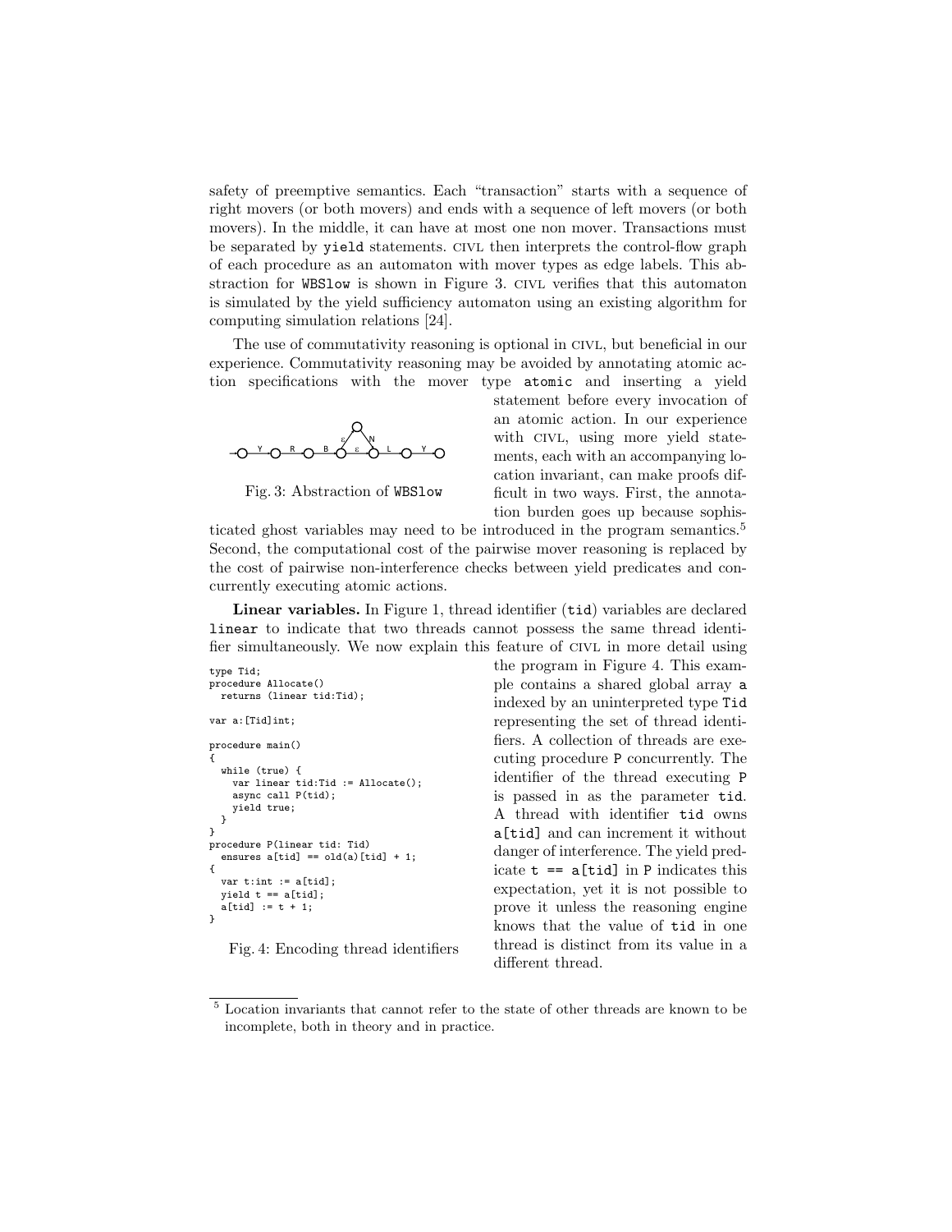safety of preemptive semantics. Each "transaction" starts with a sequence of right movers (or both movers) and ends with a sequence of left movers (or both movers). In the middle, it can have at most one non mover. Transactions must be separated by `yield` statements. CIVL then interprets the control-flow graph of each procedure as an automaton with mover types as edge labels. This abstraction for `WBSlow` is shown in Figure 3. CIVL verifies that this automaton is simulated by the yield sufficiency automaton using an existing algorithm for computing simulation relations [24].

The use of commutativity reasoning is optional in CIVL, but beneficial in our experience. Commutativity reasoning may be avoided by annotating atomic action specifications with the mover type `atomic` and inserting a yield statement before every invocation of an atomic action. In our experience with CIVL, using more yield statements, each with an accompanying location invariant, can make proofs difficult in two ways. First, the annotation burden goes up because sophisticated ghost variables may need to be introduced in the program semantics.[5] Second, the computational cost of the pairwise mover reasoning is replaced by the cost of pairwise non-interference checks between yield predicates and concurrently executing atomic actions.

Fig. 3: Abstraction of `WBSlow`

**Linear variables.** In Figure 1, thread identifier (`tid`) variables are declared `linear` to indicate that two threads cannot possess the same thread identifier simultaneously. We now explain this feature of CIVL in more detail using the program in Figure 4. This example contains a shared global array `a` indexed by an uninterpreted type `Tid` representing the set of thread identifiers. A collection of threads are executing procedure `P` concurrently. The identifier of the thread executing `P` is passed in as the parameter `tid`. A thread with identifier `tid` owns `a[tid]` and can increment it without danger of interference. The yield predicate `t == a[tid]` in `P` indicates this expectation, yet it is not possible to prove it unless the reasoning engine knows that the value of `tid` in one thread is distinct from its value in a different thread.

```
type Tid;
procedure Allocate()
  returns (linear tid:Tid);

var a:[Tid]int;

procedure main()
{
  while (true) {
    var linear tid:Tid := Allocate();
    async call P(tid);
    yield true;
  }
}
procedure P(linear tid: Tid)
  ensures a[tid] == old(a)[tid] + 1;
{
  var t:int := a[tid];
  yield t == a[tid];
  a[tid] := t + 1;
}
```

Fig. 4: Encoding thread identifiers

[5] Location invariants that cannot refer to the state of other threads are known to be incomplete, both in theory and in practice.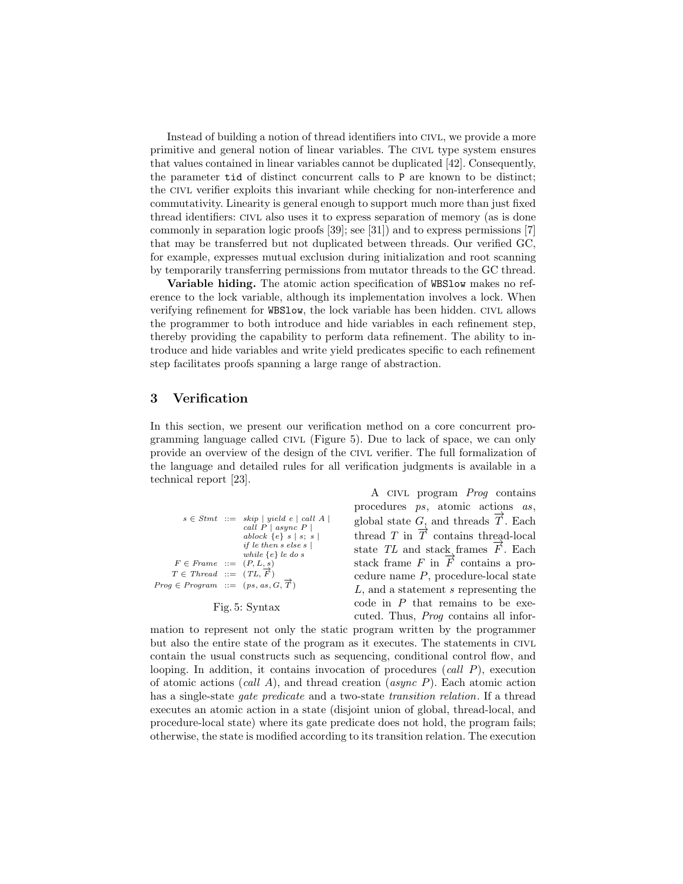Instead of building a notion of thread identifiers into CIVL, we provide a more primitive and general notion of linear variables. The CIVL type system ensures that values contained in linear variables cannot be duplicated [42]. Consequently, the parameter `tid` of distinct concurrent calls to `P` are known to be distinct; the CIVL verifier exploits this invariant while checking for non-interference and commutativity. Linearity is general enough to support much more than just fixed thread identifiers: CIVL also uses it to express separation of memory (as is done commonly in separation logic proofs [39]; see [31]) and to express permissions [7] that may be transferred but not duplicated between threads. Our verified GC, for example, expresses mutual exclusion during initialization and root scanning by temporarily transferring permissions from mutator threads to the GC thread.

**Variable hiding.** The atomic action specification of `WBSlow` makes no reference to the lock variable, although its implementation involves a lock. When verifying refinement for `WBSlow`, the lock variable has been hidden. CIVL allows the programmer to both introduce and hide variables in each refinement step, thereby providing the capability to perform data refinement. The ability to introduce and hide variables and write yield predicates specific to each refinement step facilitates proofs spanning a large range of abstraction.

## 3 Verification

In this section, we present our verification method on a core concurrent programming language called CIVL (Figure 5). Due to lack of space, we can only provide an overview of the design of the CIVL verifier. The full formalization of the language and detailed rules for all verification judgments is available in a technical report [23].

$$
\begin{array}{rcl}
s \in Stmt & ::= & skip \mid yield\ e \mid call\ A \mid \\
& & call\ P \mid async\ P \mid \\
& & ablock\ \{e\}\ s \mid s;\ s \mid \\
& & if\ le\ then\ s\ else\ s \mid \\
& & while\ \{e\}\ le\ do\ s \\
F \in Frame & ::= & (P, L, s) \\
T \in Thread & ::= & (TL, \overrightarrow{F}) \\
Prog \in Program & ::= & (ps, as, G, \overrightarrow{T})
\end{array}
$$

Fig. 5: Syntax

A CIVL program *Prog* contains procedures *ps*, atomic actions *as*, global state $G$, and threads $\overrightarrow{T}$. Each thread $T$ in $\overrightarrow{T}$ contains thread-local state $TL$ and stack frames $\overrightarrow{F}$. Each stack frame $F$ in $\overrightarrow{F}$ contains a procedure name $P$, procedure-local state $L$, and a statement $s$ representing the code in $P$ that remains to be executed. Thus, *Prog* contains all information to represent not only the static program written by the programmer but also the entire state of the program as it executes. The statements in CIVL contain the usual constructs such as sequencing, conditional control flow, and looping. In addition, it contains invocation of procedures (*call P*), execution of atomic actions (*call A*), and thread creation (*async P*). Each atomic action has a single-state *gate predicate* and a two-state *transition relation*. If a thread executes an atomic action in a state (disjoint union of global, thread-local, and procedure-local state) where its gate predicate does not hold, the program fails; otherwise, the state is modified according to its transition relation. The execution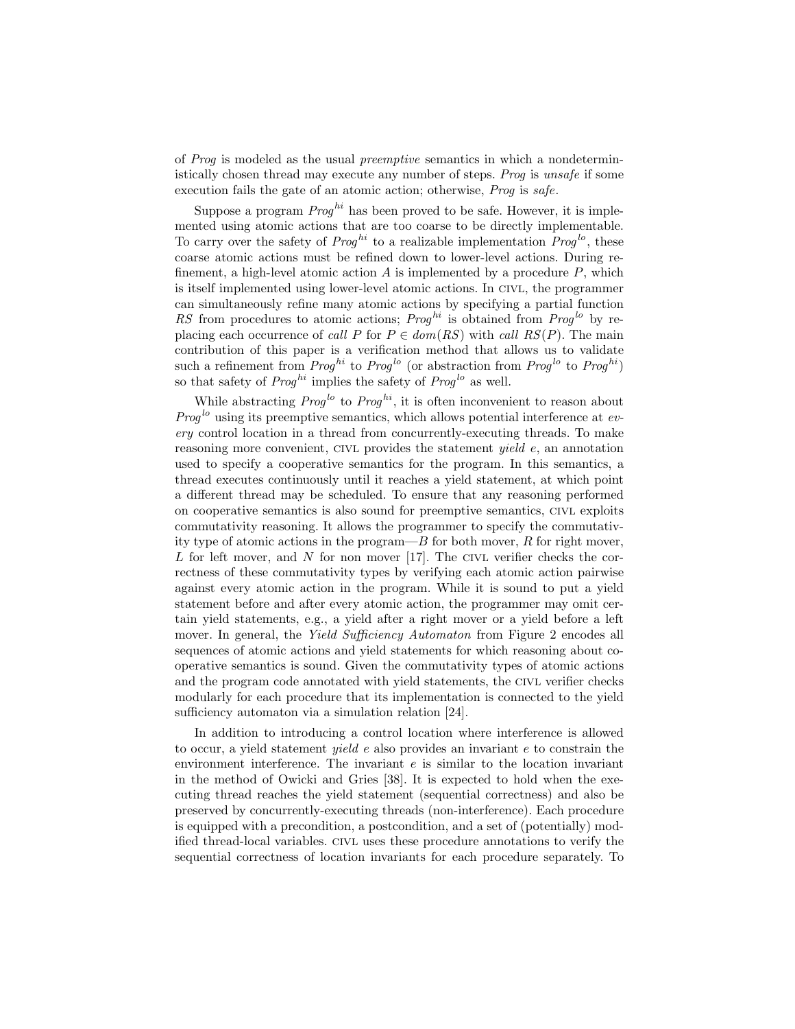of *Prog* is modeled as the usual *preemptive* semantics in which a nondeterministically chosen thread may execute any number of steps. *Prog* is *unsafe* if some execution fails the gate of an atomic action; otherwise, *Prog* is *safe*.

Suppose a program $Prog^{hi}$ has been proved to be safe. However, it is implemented using atomic actions that are too coarse to be directly implementable. To carry over the safety of $Prog^{hi}$ to a realizable implementation $Prog^{lo}$, these coarse atomic actions must be refined down to lower-level actions. During refinement, a high-level atomic action $A$ is implemented by a procedure $P$, which is itself implemented using lower-level atomic actions. In CIVL, the programmer can simultaneously refine many atomic actions by specifying a partial function $RS$ from procedures to atomic actions; $Prog^{hi}$ is obtained from $Prog^{lo}$ by replacing each occurrence of *call* $P$ for $P \in dom(RS)$ with *call* $RS(P)$. The main contribution of this paper is a verification method that allows us to validate such a refinement from $Prog^{hi}$ to $Prog^{lo}$ (or abstraction from $Prog^{lo}$ to $Prog^{hi}$) so that safety of $Prog^{hi}$ implies the safety of $Prog^{lo}$ as well.

While abstracting $Prog^{lo}$ to $Prog^{hi}$, it is often inconvenient to reason about $Prog^{lo}$ using its preemptive semantics, which allows potential interference at *every* control location in a thread from concurrently-executing threads. To make reasoning more convenient, CIVL provides the statement *yield* $e$, an annotation used to specify a cooperative semantics for the program. In this semantics, a thread executes continuously until it reaches a yield statement, at which point a different thread may be scheduled. To ensure that any reasoning performed on cooperative semantics is also sound for preemptive semantics, CIVL exploits commutativity reasoning. It allows the programmer to specify the commutativity type of atomic actions in the program—$B$ for both mover, $R$ for right mover, $L$ for left mover, and $N$ for non mover [17]. The CIVL verifier checks the correctness of these commutativity types by verifying each atomic action pairwise against every atomic action in the program. While it is sound to put a yield statement before and after every atomic action, the programmer may omit certain yield statements, e.g., a yield after a right mover or a yield before a left mover. In general, the *Yield Sufficiency Automaton* from Figure 2 encodes all sequences of atomic actions and yield statements for which reasoning about cooperative semantics is sound. Given the commutativity types of atomic actions and the program code annotated with yield statements, the CIVL verifier checks modularly for each procedure that its implementation is connected to the yield sufficiency automaton via a simulation relation [24].

In addition to introducing a control location where interference is allowed to occur, a yield statement *yield* $e$ also provides an invariant $e$ to constrain the environment interference. The invariant $e$ is similar to the location invariant in the method of Owicki and Gries [38]. It is expected to hold when the executing thread reaches the yield statement (sequential correctness) and also be preserved by concurrently-executing threads (non-interference). Each procedure is equipped with a precondition, a postcondition, and a set of (potentially) modified thread-local variables. CIVL uses these procedure annotations to verify the sequential correctness of location invariants for each procedure separately. To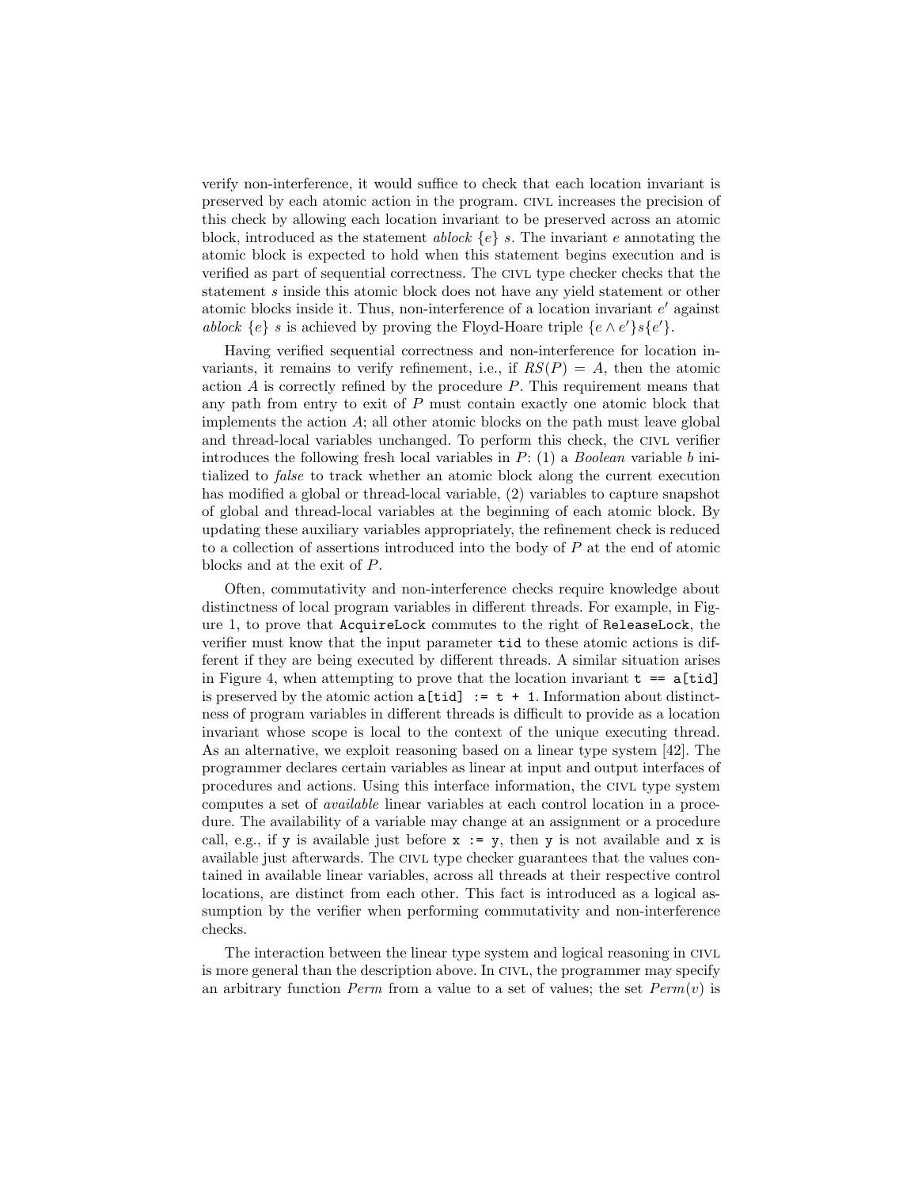verify non-interference, it would suffice to check that each location invariant is preserved by each atomic action in the program. CIVL increases the precision of this check by allowing each location invariant to be preserved across an atomic block, introduced as the statement *ablock* $\{e\}$ $s$. The invariant $e$ annotating the atomic block is expected to hold when this statement begins execution and is verified as part of sequential correctness. The CIVL type checker checks that the statement $s$ inside this atomic block does not have any yield statement or other atomic blocks inside it. Thus, non-interference of a location invariant $e'$ against *ablock* $\{e\}$ $s$ is achieved by proving the Floyd-Hoare triple $\{e \wedge e'\}s\{e'\}$.

Having verified sequential correctness and non-interference for location invariants, it remains to verify refinement, i.e., if $RS(P) = A$, then the atomic action $A$ is correctly refined by the procedure $P$. This requirement means that any path from entry to exit of $P$ must contain exactly one atomic block that implements the action $A$; all other atomic blocks on the path must leave global and thread-local variables unchanged. To perform this check, the CIVL verifier introduces the following fresh local variables in $P$: (1) a *Boolean* variable $b$ initialized to *false* to track whether an atomic block along the current execution has modified a global or thread-local variable, (2) variables to capture snapshot of global and thread-local variables at the beginning of each atomic block. By updating these auxiliary variables appropriately, the refinement check is reduced to a collection of assertions introduced into the body of $P$ at the end of atomic blocks and at the exit of $P$.

Often, commutativity and non-interference checks require knowledge about distinctness of local program variables in different threads. For example, in Figure 1, to prove that `AcquireLock` commutes to the right of `ReleaseLock`, the verifier must know that the input parameter `tid` to these atomic actions is different if they are being executed by different threads. A similar situation arises in Figure 4, when attempting to prove that the location invariant `t == a[tid]` is preserved by the atomic action `a[tid] := t + 1`. Information about distinctness of program variables in different threads is difficult to provide as a location invariant whose scope is local to the context of the unique executing thread. As an alternative, we exploit reasoning based on a linear type system [42]. The programmer declares certain variables as linear at input and output interfaces of procedures and actions. Using this interface information, the CIVL type system computes a set of *available* linear variables at each control location in a procedure. The availability of a variable may change at an assignment or a procedure call, e.g., if `y` is available just before `x := y`, then `y` is not available and `x` is available just afterwards. The CIVL type checker guarantees that the values contained in available linear variables, across all threads at their respective control locations, are distinct from each other. This fact is introduced as a logical assumption by the verifier when performing commutativity and non-interference checks.

The interaction between the linear type system and logical reasoning in CIVL is more general than the description above. In CIVL, the programmer may specify an arbitrary function *Perm* from a value to a set of values; the set $Perm(v)$ is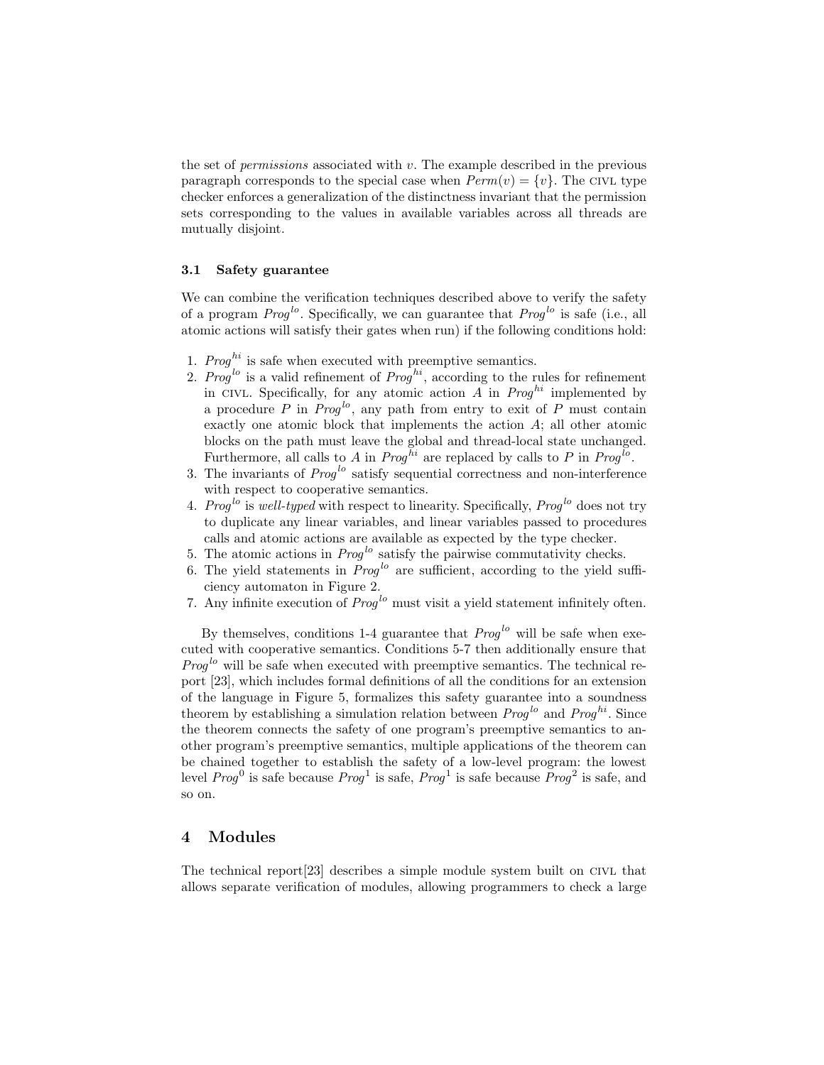the set of *permissions* associated with $v$. The example described in the previous paragraph corresponds to the special case when $Perm(v) = \{v\}$. The CIVL type checker enforces a generalization of the distinctness invariant that the permission sets corresponding to the values in available variables across all threads are mutually disjoint.

### 3.1 Safety guarantee

We can combine the verification techniques described above to verify the safety of a program $Prog^{lo}$. Specifically, we can guarantee that $Prog^{lo}$ is safe (i.e., all atomic actions will satisfy their gates when run) if the following conditions hold:

1. $Prog^{hi}$ is safe when executed with preemptive semantics.
2. $Prog^{lo}$ is a valid refinement of $Prog^{hi}$, according to the rules for refinement in CIVL. Specifically, for any atomic action $A$ in $Prog^{hi}$ implemented by a procedure $P$ in $Prog^{lo}$, any path from entry to exit of $P$ must contain exactly one atomic block that implements the action $A$; all other atomic blocks on the path must leave the global and thread-local state unchanged. Furthermore, all calls to $A$ in $Prog^{hi}$ are replaced by calls to $P$ in $Prog^{lo}$.
3. The invariants of $Prog^{lo}$ satisfy sequential correctness and non-interference with respect to cooperative semantics.
4. $Prog^{lo}$ is *well-typed* with respect to linearity. Specifically, $Prog^{lo}$ does not try to duplicate any linear variables, and linear variables passed to procedures calls and atomic actions are available as expected by the type checker.
5. The atomic actions in $Prog^{lo}$ satisfy the pairwise commutativity checks.
6. The yield statements in $Prog^{lo}$ are sufficient, according to the yield sufficiency automaton in Figure 2.
7. Any infinite execution of $Prog^{lo}$ must visit a yield statement infinitely often.

By themselves, conditions 1-4 guarantee that $Prog^{lo}$ will be safe when executed with cooperative semantics. Conditions 5-7 then additionally ensure that $Prog^{lo}$ will be safe when executed with preemptive semantics. The technical report [23], which includes formal definitions of all the conditions for an extension of the language in Figure 5, formalizes this safety guarantee into a soundness theorem by establishing a simulation relation between $Prog^{lo}$ and $Prog^{hi}$. Since the theorem connects the safety of one program's preemptive semantics to another program's preemptive semantics, multiple applications of the theorem can be chained together to establish the safety of a low-level program: the lowest level $Prog^0$ is safe because $Prog^1$ is safe, $Prog^1$ is safe because $Prog^2$ is safe, and so on.

## 4 Modules

The technical report[23] describes a simple module system built on CIVL that allows separate verification of modules, allowing programmers to check a large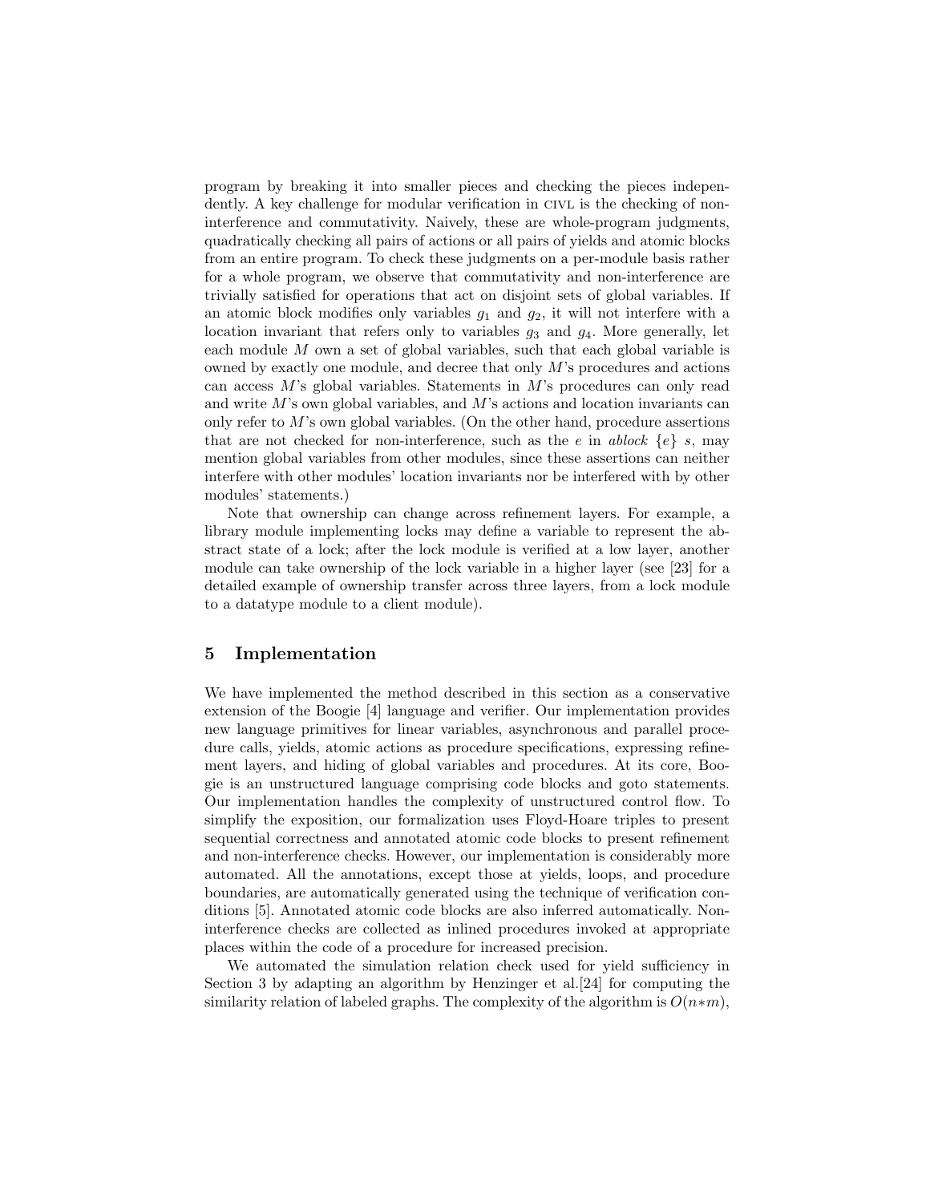program by breaking it into smaller pieces and checking the pieces independently. A key challenge for modular verification in CIVL is the checking of non-interference and commutativity. Naively, these are whole-program judgments, quadratically checking all pairs of actions or all pairs of yields and atomic blocks from an entire program. To check these judgments on a per-module basis rather for a whole program, we observe that commutativity and non-interference are trivially satisfied for operations that act on disjoint sets of global variables. If an atomic block modifies only variables $g_1$ and $g_2$, it will not interfere with a location invariant that refers only to variables $g_3$ and $g_4$. More generally, let each module $M$ own a set of global variables, such that each global variable is owned by exactly one module, and decree that only $M$'s procedures and actions can access $M$'s global variables. Statements in $M$'s procedures can only read and write $M$'s own global variables, and $M$'s actions and location invariants can only refer to $M$'s own global variables. (On the other hand, procedure assertions that are not checked for non-interference, such as the $e$ in *ablock* $\{e\}$ $s$, may mention global variables from other modules, since these assertions can neither interfere with other modules' location invariants nor be interfered with by other modules' statements.)

Note that ownership can change across refinement layers. For example, a library module implementing locks may define a variable to represent the abstract state of a lock; after the lock module is verified at a low layer, another module can take ownership of the lock variable in a higher layer (see [23] for a detailed example of ownership transfer across three layers, from a lock module to a datatype module to a client module).

## 5 Implementation

We have implemented the method described in this section as a conservative extension of the Boogie [4] language and verifier. Our implementation provides new language primitives for linear variables, asynchronous and parallel procedure calls, yields, atomic actions as procedure specifications, expressing refinement layers, and hiding of global variables and procedures. At its core, Boogie is an unstructured language comprising code blocks and goto statements. Our implementation handles the complexity of unstructured control flow. To simplify the exposition, our formalization uses Floyd-Hoare triples to present sequential correctness and annotated atomic code blocks to present refinement and non-interference checks. However, our implementation is considerably more automated. All the annotations, except those at yields, loops, and procedure boundaries, are automatically generated using the technique of verification conditions [5]. Annotated atomic code blocks are also inferred automatically. Non-interference checks are collected as inlined procedures invoked at appropriate places within the code of a procedure for increased precision.

We automated the simulation relation check used for yield sufficiency in Section 3 by adapting an algorithm by Henzinger et al.[24] for computing the similarity relation of labeled graphs. The complexity of the algorithm is $O(n*m)$,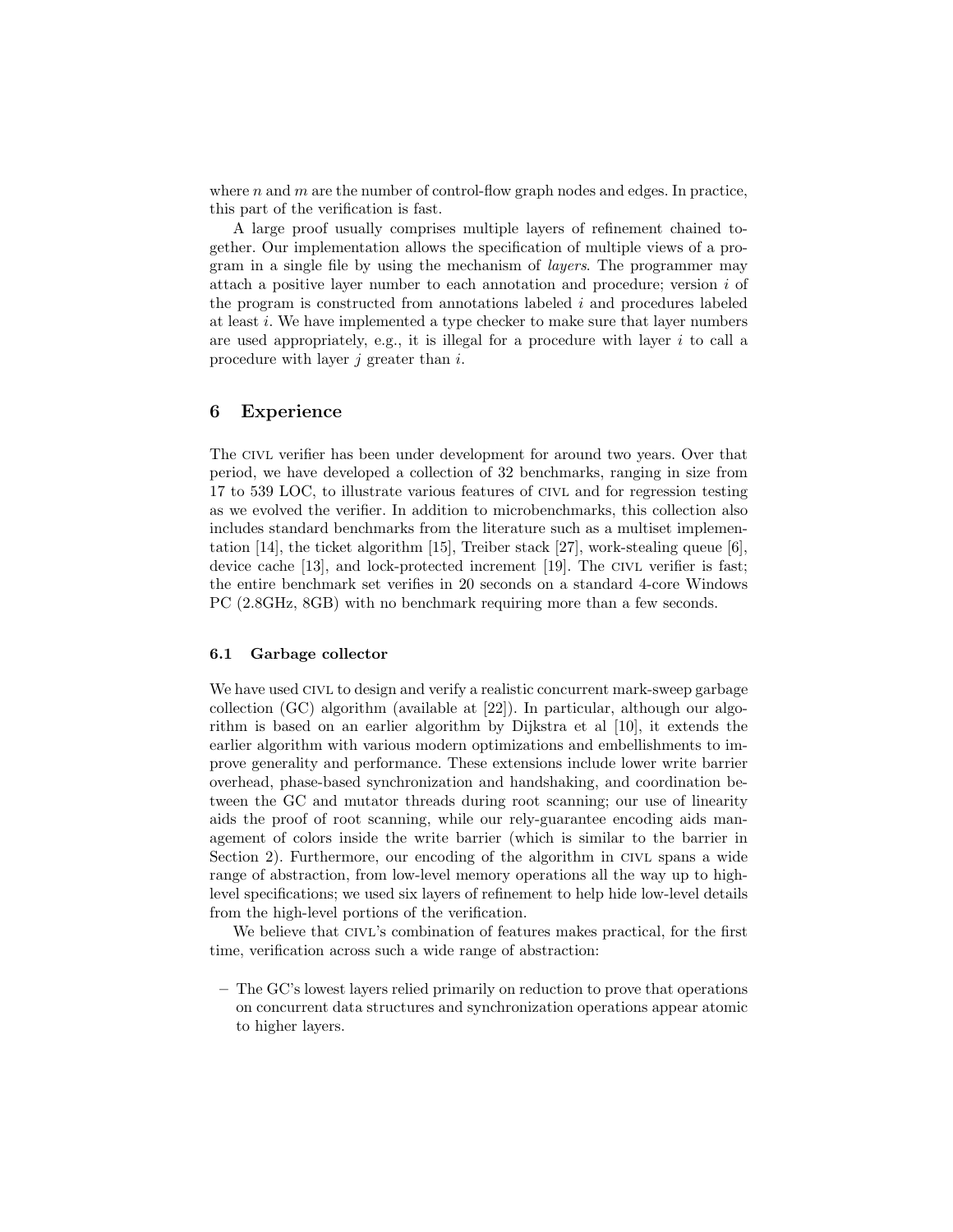where $n$ and $m$ are the number of control-flow graph nodes and edges. In practice, this part of the verification is fast.

A large proof usually comprises multiple layers of refinement chained together. Our implementation allows the specification of multiple views of a program in a single file by using the mechanism of *layers*. The programmer may attach a positive layer number to each annotation and procedure; version $i$ of the program is constructed from annotations labeled $i$ and procedures labeled at least $i$. We have implemented a type checker to make sure that layer numbers are used appropriately, e.g., it is illegal for a procedure with layer $i$ to call a procedure with layer $j$ greater than $i$.

## 6 Experience

The CIVL verifier has been under development for around two years. Over that period, we have developed a collection of 32 benchmarks, ranging in size from 17 to 539 LOC, to illustrate various features of CIVL and for regression testing as we evolved the verifier. In addition to microbenchmarks, this collection also includes standard benchmarks from the literature such as a multiset implementation [14], the ticket algorithm [15], Treiber stack [27], work-stealing queue [6], device cache [13], and lock-protected increment [19]. The CIVL verifier is fast; the entire benchmark set verifies in 20 seconds on a standard 4-core Windows PC (2.8GHz, 8GB) with no benchmark requiring more than a few seconds.

### 6.1 Garbage collector

We have used CIVL to design and verify a realistic concurrent mark-sweep garbage collection (GC) algorithm (available at [22]). In particular, although our algorithm is based on an earlier algorithm by Dijkstra et al [10], it extends the earlier algorithm with various modern optimizations and embellishments to improve generality and performance. These extensions include lower write barrier overhead, phase-based synchronization and handshaking, and coordination between the GC and mutator threads during root scanning; our use of linearity aids the proof of root scanning, while our rely-guarantee encoding aids management of colors inside the write barrier (which is similar to the barrier in Section 2). Furthermore, our encoding of the algorithm in CIVL spans a wide range of abstraction, from low-level memory operations all the way up to high-level specifications; we used six layers of refinement to help hide low-level details from the high-level portions of the verification.

We believe that CIVL's combination of features makes practical, for the first time, verification across such a wide range of abstraction:

- The GC's lowest layers relied primarily on reduction to prove that operations on concurrent data structures and synchronization operations appear atomic to higher layers.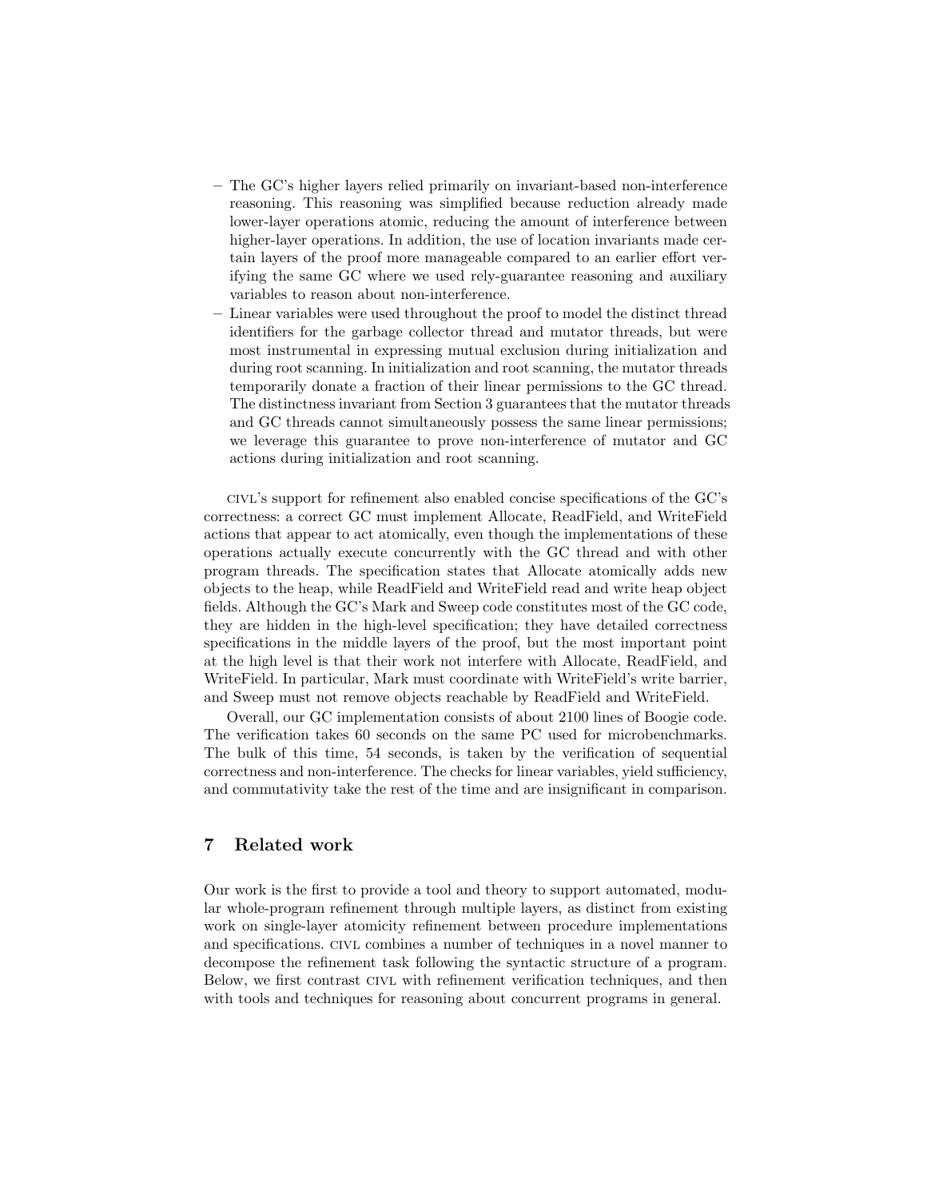- The GC's higher layers relied primarily on invariant-based non-interference reasoning. This reasoning was simplified because reduction already made lower-layer operations atomic, reducing the amount of interference between higher-layer operations. In addition, the use of location invariants made certain layers of the proof more manageable compared to an earlier effort verifying the same GC where we used rely-guarantee reasoning and auxiliary variables to reason about non-interference.
- Linear variables were used throughout the proof to model the distinct thread identifiers for the garbage collector thread and mutator threads, but were most instrumental in expressing mutual exclusion during initialization and during root scanning. In initialization and root scanning, the mutator threads temporarily donate a fraction of their linear permissions to the GC thread. The distinctness invariant from Section 3 guarantees that the mutator threads and GC threads cannot simultaneously possess the same linear permissions; we leverage this guarantee to prove non-interference of mutator and GC actions during initialization and root scanning.

CIVL's support for refinement also enabled concise specifications of the GC's correctness: a correct GC must implement Allocate, ReadField, and WriteField actions that appear to act atomically, even though the implementations of these operations actually execute concurrently with the GC thread and with other program threads. The specification states that Allocate atomically adds new objects to the heap, while ReadField and WriteField read and write heap object fields. Although the GC's Mark and Sweep code constitutes most of the GC code, they are hidden in the high-level specification; they have detailed correctness specifications in the middle layers of the proof, but the most important point at the high level is that their work not interfere with Allocate, ReadField, and WriteField. In particular, Mark must coordinate with WriteField's write barrier, and Sweep must not remove objects reachable by ReadField and WriteField.

Overall, our GC implementation consists of about 2100 lines of Boogie code. The verification takes 60 seconds on the same PC used for microbenchmarks. The bulk of this time, 54 seconds, is taken by the verification of sequential correctness and non-interference. The checks for linear variables, yield sufficiency, and commutativity take the rest of the time and are insignificant in comparison.

## 7 Related work

Our work is the first to provide a tool and theory to support automated, modular whole-program refinement through multiple layers, as distinct from existing work on single-layer atomicity refinement between procedure implementations and specifications. CIVL combines a number of techniques in a novel manner to decompose the refinement task following the syntactic structure of a program. Below, we first contrast CIVL with refinement verification techniques, and then with tools and techniques for reasoning about concurrent programs in general.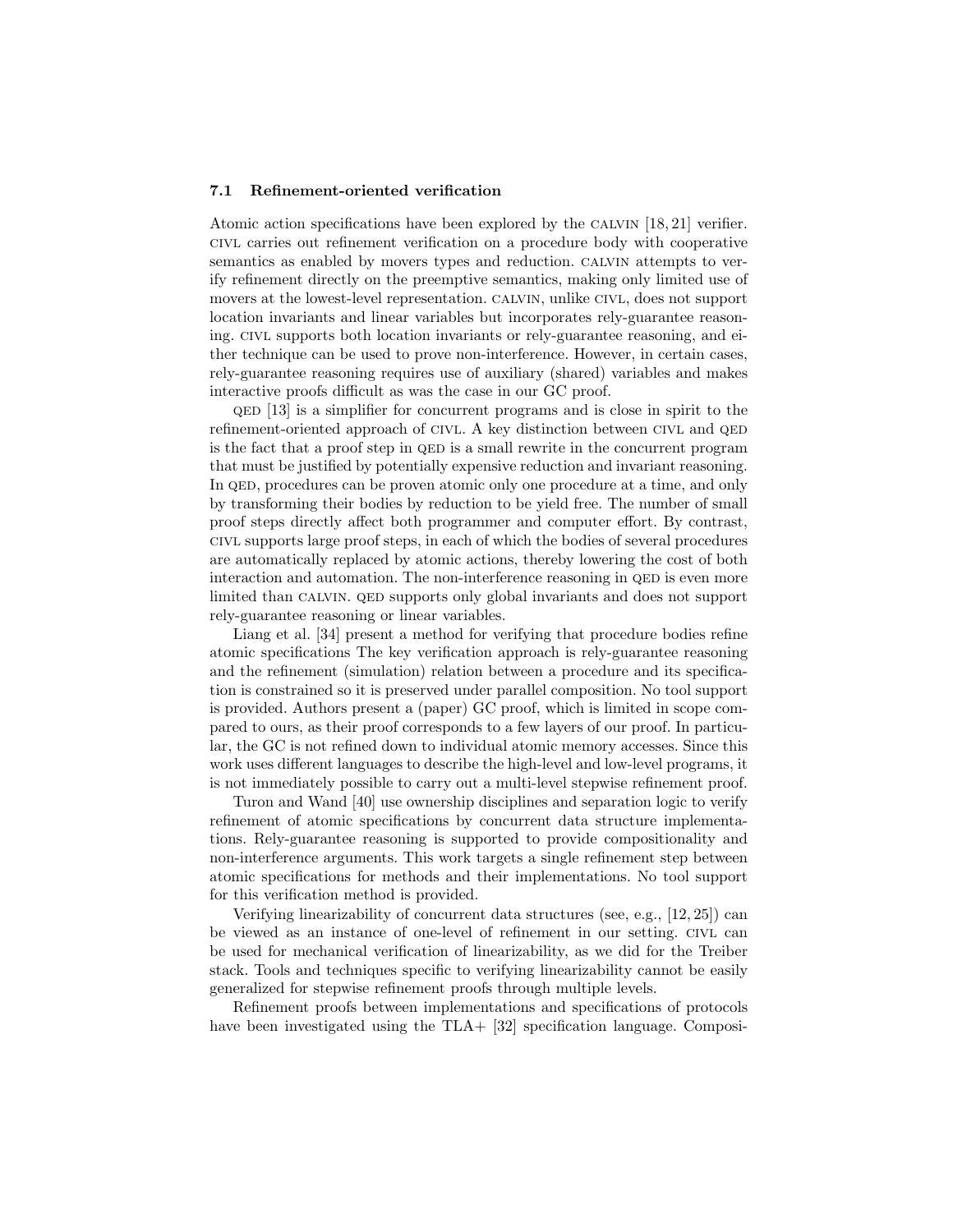### 7.1 Refinement-oriented verification

Atomic action specifications have been explored by the CALVIN [18, 21] verifier. CIVL carries out refinement verification on a procedure body with cooperative semantics as enabled by movers types and reduction. CALVIN attempts to verify refinement directly on the preemptive semantics, making only limited use of movers at the lowest-level representation. CALVIN, unlike CIVL, does not support location invariants and linear variables but incorporates rely-guarantee reasoning. CIVL supports both location invariants or rely-guarantee reasoning, and either technique can be used to prove non-interference. However, in certain cases, rely-guarantee reasoning requires use of auxiliary (shared) variables and makes interactive proofs difficult as was the case in our GC proof.

QED [13] is a simplifier for concurrent programs and is close in spirit to the refinement-oriented approach of CIVL. A key distinction between CIVL and QED is the fact that a proof step in QED is a small rewrite in the concurrent program that must be justified by potentially expensive reduction and invariant reasoning. In QED, procedures can be proven atomic only one procedure at a time, and only by transforming their bodies by reduction to be yield free. The number of small proof steps directly affect both programmer and computer effort. By contrast, CIVL supports large proof steps, in each of which the bodies of several procedures are automatically replaced by atomic actions, thereby lowering the cost of both interaction and automation. The non-interference reasoning in QED is even more limited than CALVIN. QED supports only global invariants and does not support rely-guarantee reasoning or linear variables.

Liang et al. [34] present a method for verifying that procedure bodies refine atomic specifications The key verification approach is rely-guarantee reasoning and the refinement (simulation) relation between a procedure and its specification is constrained so it is preserved under parallel composition. No tool support is provided. Authors present a (paper) GC proof, which is limited in scope compared to ours, as their proof corresponds to a few layers of our proof. In particular, the GC is not refined down to individual atomic memory accesses. Since this work uses different languages to describe the high-level and low-level programs, it is not immediately possible to carry out a multi-level stepwise refinement proof.

Turon and Wand [40] use ownership disciplines and separation logic to verify refinement of atomic specifications by concurrent data structure implementations. Rely-guarantee reasoning is supported to provide compositionality and non-interference arguments. This work targets a single refinement step between atomic specifications for methods and their implementations. No tool support for this verification method is provided.

Verifying linearizability of concurrent data structures (see, e.g., [12, 25]) can be viewed as an instance of one-level of refinement in our setting. CIVL can be used for mechanical verification of linearizability, as we did for the Treiber stack. Tools and techniques specific to verifying linearizability cannot be easily generalized for stepwise refinement proofs through multiple levels.

Refinement proofs between implementations and specifications of protocols have been investigated using the TLA+ [32] specification language. Composi-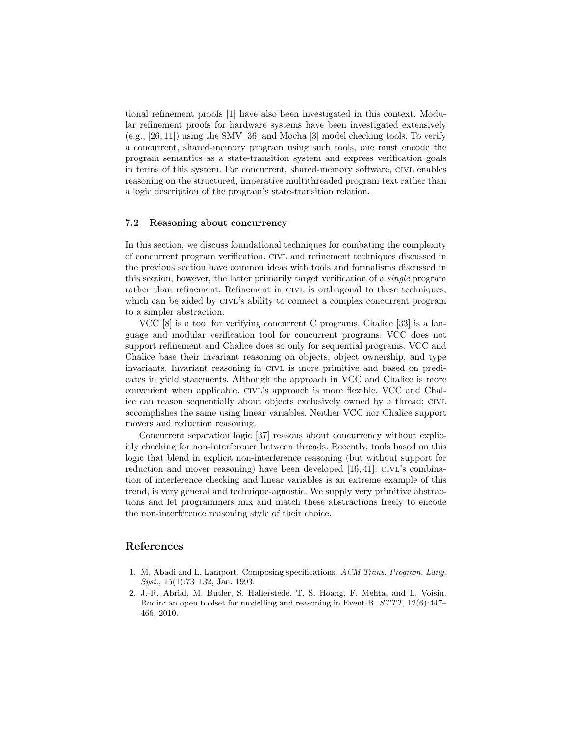tional refinement proofs [1] have also been investigated in this context. Modular refinement proofs for hardware systems have been investigated extensively (e.g., [26, 11]) using the SMV [36] and Mocha [3] model checking tools. To verify a concurrent, shared-memory program using such tools, one must encode the program semantics as a state-transition system and express verification goals in terms of this system. For concurrent, shared-memory software, CIVL enables reasoning on the structured, imperative multithreaded program text rather than a logic description of the program's state-transition relation.

### 7.2 Reasoning about concurrency

In this section, we discuss foundational techniques for combating the complexity of concurrent program verification. CIVL and refinement techniques discussed in the previous section have common ideas with tools and formalisms discussed in this section, however, the latter primarily target verification of a *single* program rather than refinement. Refinement in CIVL is orthogonal to these techniques, which can be aided by CIVL's ability to connect a complex concurrent program to a simpler abstraction.

VCC [8] is a tool for verifying concurrent C programs. Chalice [33] is a language and modular verification tool for concurrent programs. VCC does not support refinement and Chalice does so only for sequential programs. VCC and Chalice base their invariant reasoning on objects, object ownership, and type invariants. Invariant reasoning in CIVL is more primitive and based on predicates in yield statements. Although the approach in VCC and Chalice is more convenient when applicable, CIVL's approach is more flexible. VCC and Chalice can reason sequentially about objects exclusively owned by a thread; CIVL accomplishes the same using linear variables. Neither VCC nor Chalice support movers and reduction reasoning.

Concurrent separation logic [37] reasons about concurrency without explicitly checking for non-interference between threads. Recently, tools based on this logic that blend in explicit non-interference reasoning (but without support for reduction and mover reasoning) have been developed [16, 41]. CIVL's combination of interference checking and linear variables is an extreme example of this trend, is very general and technique-agnostic. We supply very primitive abstractions and let programmers mix and match these abstractions freely to encode the non-interference reasoning style of their choice.

## References

1. M. Abadi and L. Lamport. Composing specifications. *ACM Trans. Program. Lang. Syst.*, 15(1):73–132, Jan. 1993.
2. J.-R. Abrial, M. Butler, S. Hallerstede, T. S. Hoang, F. Mehta, and L. Voisin. Rodin: an open toolset for modelling and reasoning in Event-B. *STTT*, 12(6):447–466, 2010.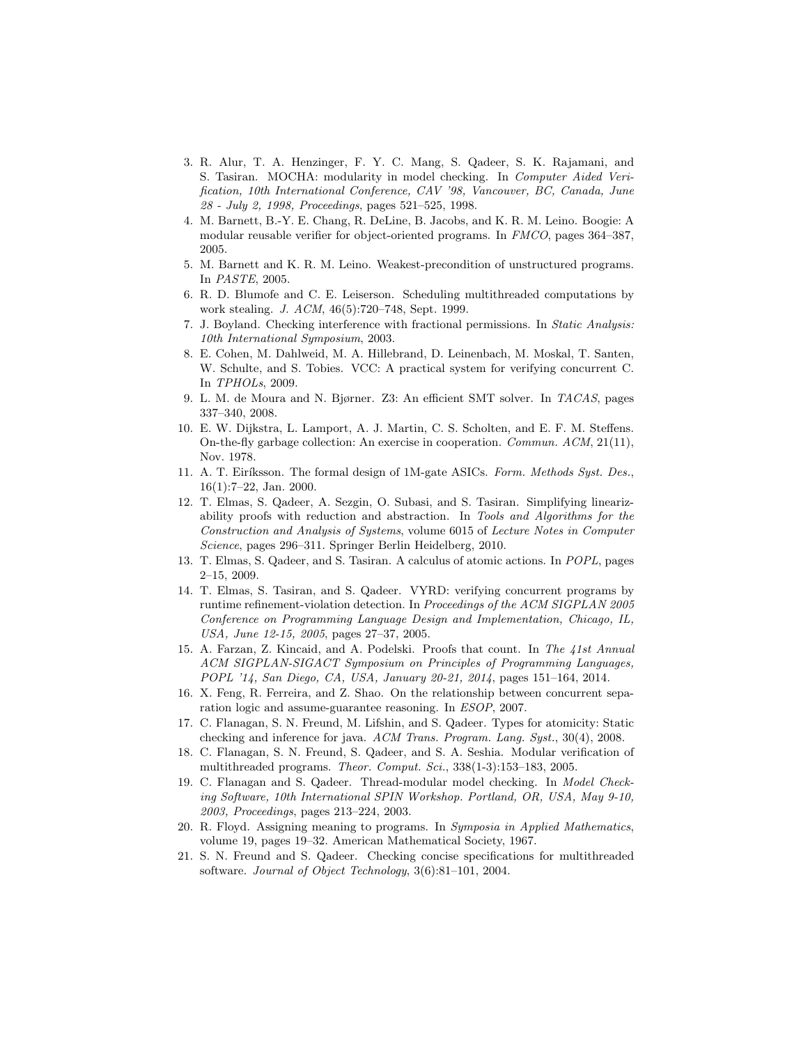3. R. Alur, T. A. Henzinger, F. Y. C. Mang, S. Qadeer, S. K. Rajamani, and S. Tasiran. MOCHA: modularity in model checking. In *Computer Aided Verification, 10th International Conference, CAV '98, Vancouver, BC, Canada, June 28 - July 2, 1998, Proceedings*, pages 521–525, 1998.
4. M. Barnett, B.-Y. E. Chang, R. DeLine, B. Jacobs, and K. R. M. Leino. Boogie: A modular reusable verifier for object-oriented programs. In *FMCO*, pages 364–387, 2005.
5. M. Barnett and K. R. M. Leino. Weakest-precondition of unstructured programs. In *PASTE*, 2005.
6. R. D. Blumofe and C. E. Leiserson. Scheduling multithreaded computations by work stealing. *J. ACM*, 46(5):720–748, Sept. 1999.
7. J. Boyland. Checking interference with fractional permissions. In *Static Analysis: 10th International Symposium*, 2003.
8. E. Cohen, M. Dahlweid, M. A. Hillebrand, D. Leinenbach, M. Moskal, T. Santen, W. Schulte, and S. Tobies. VCC: A practical system for verifying concurrent C. In *TPHOLs*, 2009.
9. L. M. de Moura and N. Bjørner. Z3: An efficient SMT solver. In *TACAS*, pages 337–340, 2008.
10. E. W. Dijkstra, L. Lamport, A. J. Martin, C. S. Scholten, and E. F. M. Steffens. On-the-fly garbage collection: An exercise in cooperation. *Commun. ACM*, 21(11), Nov. 1978.
11. A. T. Eiríksson. The formal design of 1M-gate ASICs. *Form. Methods Syst. Des.*, 16(1):7–22, Jan. 2000.
12. T. Elmas, S. Qadeer, A. Sezgin, O. Subasi, and S. Tasiran. Simplifying linearizability proofs with reduction and abstraction. In *Tools and Algorithms for the Construction and Analysis of Systems*, volume 6015 of *Lecture Notes in Computer Science*, pages 296–311. Springer Berlin Heidelberg, 2010.
13. T. Elmas, S. Qadeer, and S. Tasiran. A calculus of atomic actions. In *POPL*, pages 2–15, 2009.
14. T. Elmas, S. Tasiran, and S. Qadeer. VYRD: verifying concurrent programs by runtime refinement-violation detection. In *Proceedings of the ACM SIGPLAN 2005 Conference on Programming Language Design and Implementation, Chicago, IL, USA, June 12-15, 2005*, pages 27–37, 2005.
15. A. Farzan, Z. Kincaid, and A. Podelski. Proofs that count. In *The 41st Annual ACM SIGPLAN-SIGACT Symposium on Principles of Programming Languages, POPL '14, San Diego, CA, USA, January 20-21, 2014*, pages 151–164, 2014.
16. X. Feng, R. Ferreira, and Z. Shao. On the relationship between concurrent separation logic and assume-guarantee reasoning. In *ESOP*, 2007.
17. C. Flanagan, S. N. Freund, M. Lifshin, and S. Qadeer. Types for atomicity: Static checking and inference for java. *ACM Trans. Program. Lang. Syst.*, 30(4), 2008.
18. C. Flanagan, S. N. Freund, S. Qadeer, and S. A. Seshia. Modular verification of multithreaded programs. *Theor. Comput. Sci.*, 338(1-3):153–183, 2005.
19. C. Flanagan and S. Qadeer. Thread-modular model checking. In *Model Checking Software, 10th International SPIN Workshop. Portland, OR, USA, May 9-10, 2003, Proceedings*, pages 213–224, 2003.
20. R. Floyd. Assigning meaning to programs. In *Symposia in Applied Mathematics*, volume 19, pages 19–32. American Mathematical Society, 1967.
21. S. N. Freund and S. Qadeer. Checking concise specifications for multithreaded software. *Journal of Object Technology*, 3(6):81–101, 2004.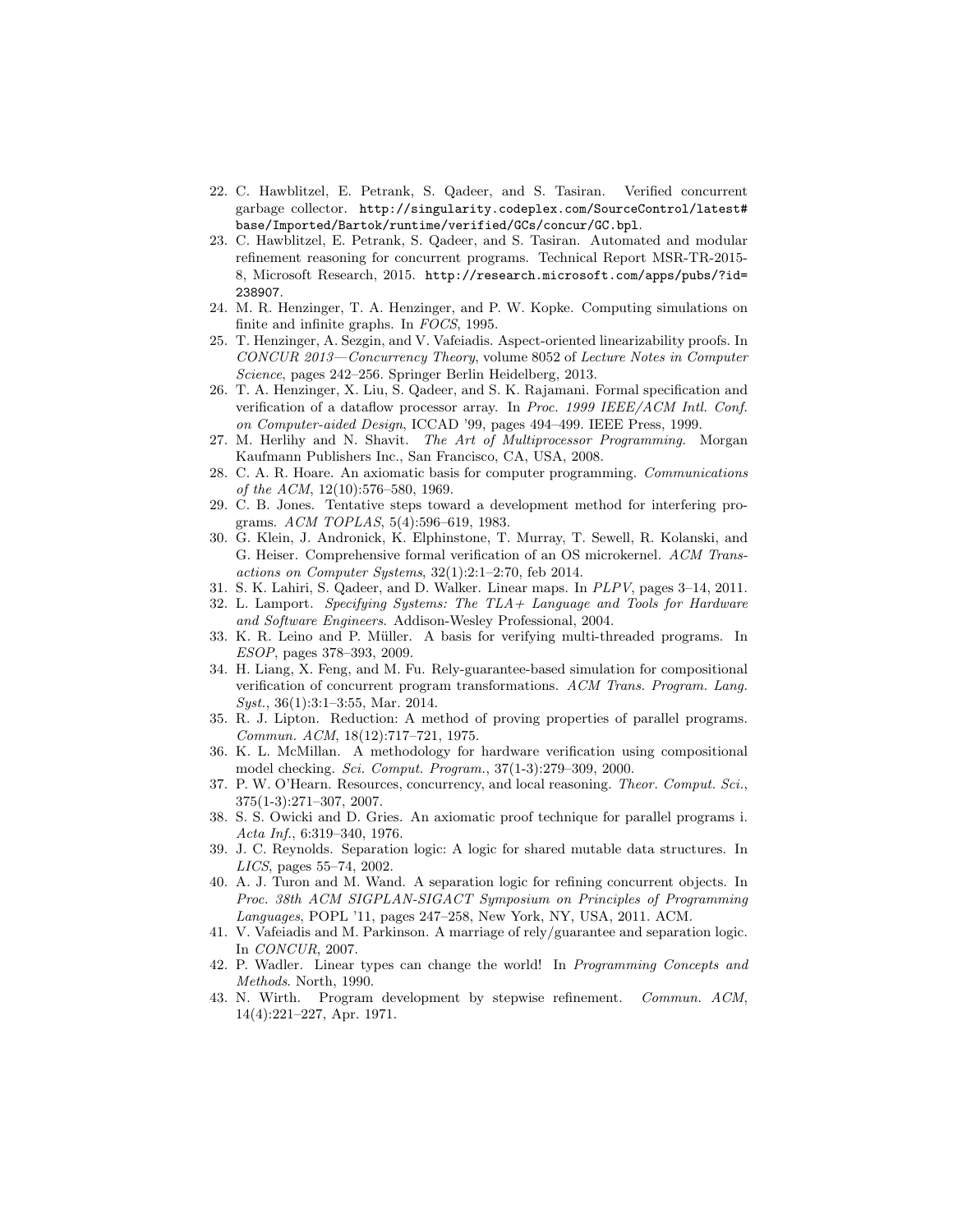22. C. Hawblitzel, E. Petrank, S. Qadeer, and S. Tasiran. Verified concurrent garbage collector. `http://singularity.codeplex.com/SourceControl/latest#base/Imported/Bartok/runtime/verified/GCs/concur/GC.bpl`.
23. C. Hawblitzel, E. Petrank, S. Qadeer, and S. Tasiran. Automated and modular refinement reasoning for concurrent programs. Technical Report MSR-TR-2015-8, Microsoft Research, 2015. `http://research.microsoft.com/apps/pubs/?id=238907`.
24. M. R. Henzinger, T. A. Henzinger, and P. W. Kopke. Computing simulations on finite and infinite graphs. In *FOCS*, 1995.
25. T. Henzinger, A. Sezgin, and V. Vafeiadis. Aspect-oriented linearizability proofs. In *CONCUR 2013—Concurrency Theory*, volume 8052 of *Lecture Notes in Computer Science*, pages 242–256. Springer Berlin Heidelberg, 2013.
26. T. A. Henzinger, X. Liu, S. Qadeer, and S. K. Rajamani. Formal specification and verification of a dataflow processor array. In *Proc. 1999 IEEE/ACM Intl. Conf. on Computer-aided Design*, ICCAD '99, pages 494–499. IEEE Press, 1999.
27. M. Herlihy and N. Shavit. *The Art of Multiprocessor Programming*. Morgan Kaufmann Publishers Inc., San Francisco, CA, USA, 2008.
28. C. A. R. Hoare. An axiomatic basis for computer programming. *Communications of the ACM*, 12(10):576–580, 1969.
29. C. B. Jones. Tentative steps toward a development method for interfering programs. *ACM TOPLAS*, 5(4):596–619, 1983.
30. G. Klein, J. Andronick, K. Elphinstone, T. Murray, T. Sewell, R. Kolanski, and G. Heiser. Comprehensive formal verification of an OS microkernel. *ACM Transactions on Computer Systems*, 32(1):2:1–2:70, feb 2014.
31. S. K. Lahiri, S. Qadeer, and D. Walker. Linear maps. In *PLPV*, pages 3–14, 2011.
32. L. Lamport. *Specifying Systems: The TLA+ Language and Tools for Hardware and Software Engineers*. Addison-Wesley Professional, 2004.
33. K. R. Leino and P. Müller. A basis for verifying multi-threaded programs. In *ESOP*, pages 378–393, 2009.
34. H. Liang, X. Feng, and M. Fu. Rely-guarantee-based simulation for compositional verification of concurrent program transformations. *ACM Trans. Program. Lang. Syst.*, 36(1):3:1–3:55, Mar. 2014.
35. R. J. Lipton. Reduction: A method of proving properties of parallel programs. *Commun. ACM*, 18(12):717–721, 1975.
36. K. L. McMillan. A methodology for hardware verification using compositional model checking. *Sci. Comput. Program.*, 37(1-3):279–309, 2000.
37. P. W. O'Hearn. Resources, concurrency, and local reasoning. *Theor. Comput. Sci.*, 375(1-3):271–307, 2007.
38. S. S. Owicki and D. Gries. An axiomatic proof technique for parallel programs i. *Acta Inf.*, 6:319–340, 1976.
39. J. C. Reynolds. Separation logic: A logic for shared mutable data structures. In *LICS*, pages 55–74, 2002.
40. A. J. Turon and M. Wand. A separation logic for refining concurrent objects. In *Proc. 38th ACM SIGPLAN-SIGACT Symposium on Principles of Programming Languages*, POPL '11, pages 247–258, New York, NY, USA, 2011. ACM.
41. V. Vafeiadis and M. Parkinson. A marriage of rely/guarantee and separation logic. In *CONCUR*, 2007.
42. P. Wadler. Linear types can change the world! In *Programming Concepts and Methods*. North, 1990.
43. N. Wirth. Program development by stepwise refinement. *Commun. ACM*, 14(4):221–227, Apr. 1971.